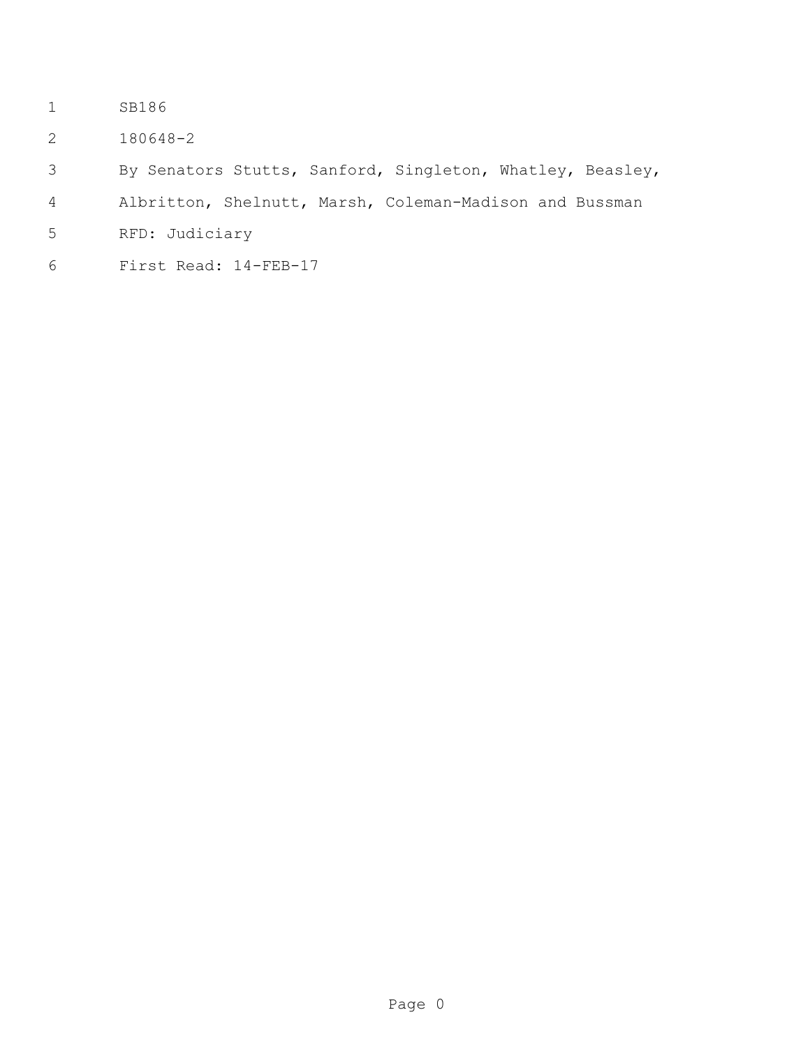SB186

180648-2

By Senators Stutts, Sanford, Singleton, Whatley, Beasley, Albritton, Shelnutt, Marsh, Coleman-Madison and Bussman

RFD: Judiciary

First Read: 14-FEB-17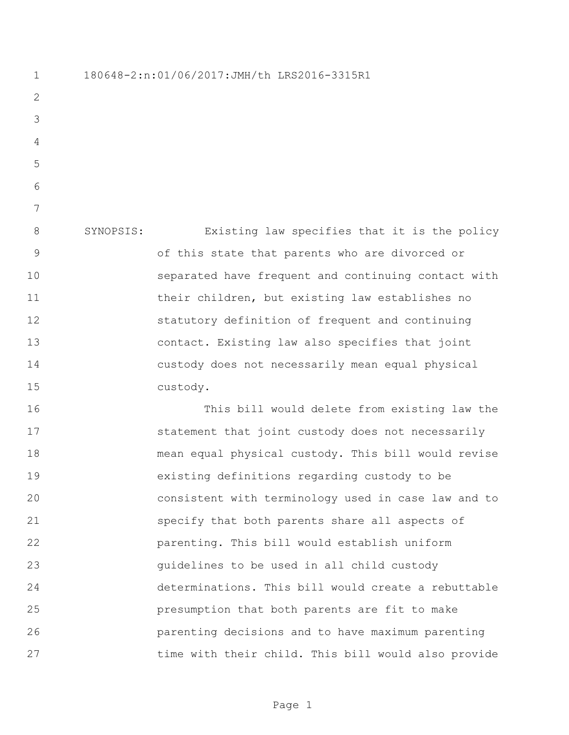180648-2:n:01/06/2017:JMH/th LRS2016-3315R1

SYNOPSIS: Existing law specifies that it is the policy of this state that parents who are divorced or separated have frequent and continuing contact with their children, but existing law establishes no statutory definition of frequent and continuing contact. Existing law also specifies that joint custody does not necessarily mean equal physical custody.

This bill would delete from existing law the statement that joint custody does not necessarily mean equal physical custody. This bill would revise existing definitions regarding custody to be consistent with terminology used in case law and to specify that both parents share all aspects of parenting. This bill would establish uniform guidelines to be used in all child custody determinations. This bill would create a rebuttable presumption that both parents are fit to make parenting decisions and to have maximum parenting time with their child. This bill would also provide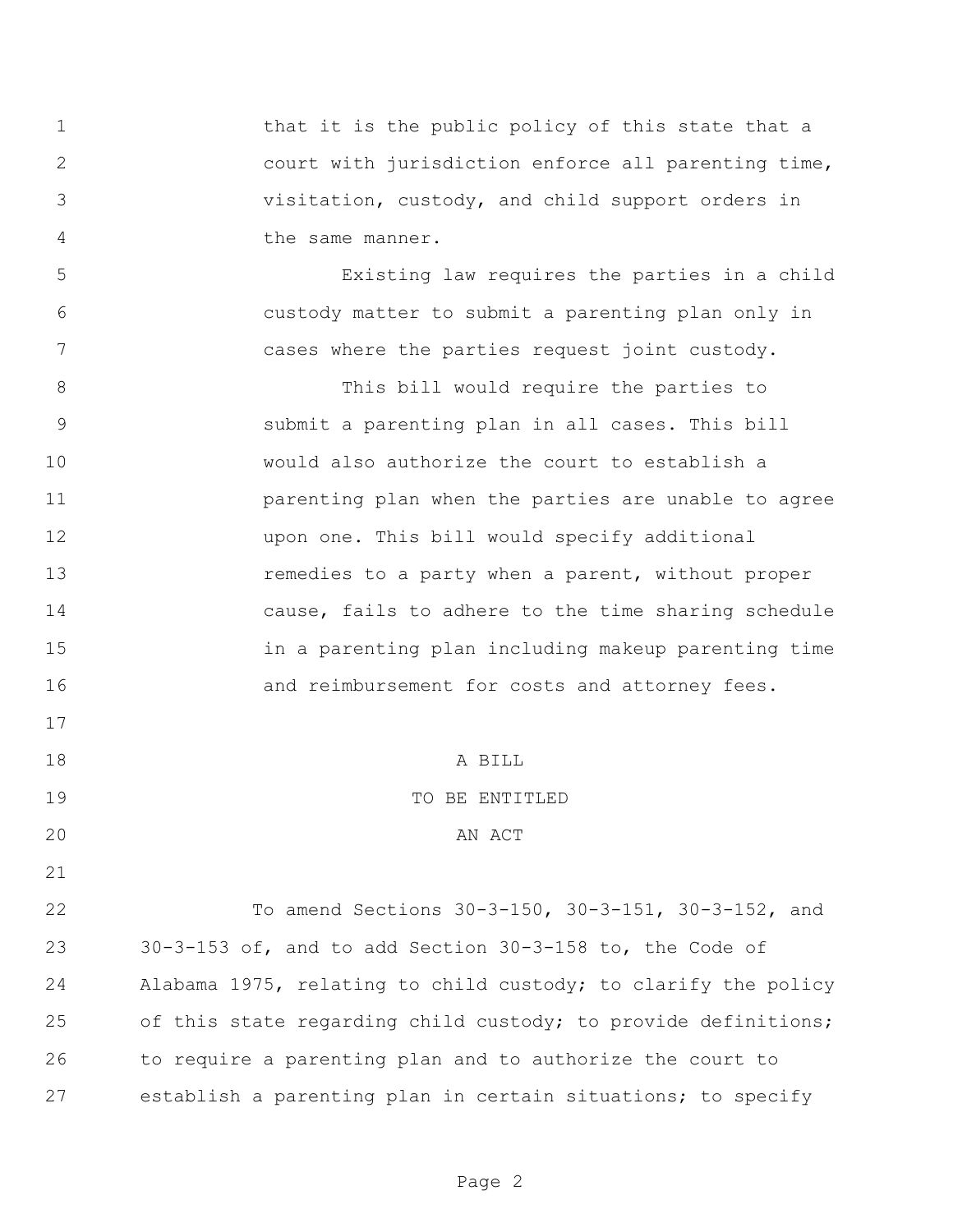that it is the public policy of this state that a court with jurisdiction enforce all parenting time, visitation, custody, and child support orders in the same manner.

Existing law requires the parties in a child custody matter to submit a parenting plan only in cases where the parties request joint custody.

This bill would require the parties to submit a parenting plan in all cases. This bill would also authorize the court to establish a parenting plan when the parties are unable to agree upon one. This bill would specify additional remedies to a party when a parent, without proper cause, fails to adhere to the time sharing schedule in a parenting plan including makeup parenting time and reimbursement for costs and attorney fees.

A BILL

TO BE ENTITLED

AN ACT

To amend Sections 30-3-150, 30-3-151, 30-3-152, and 30-3-153 of, and to add Section 30-3-158 to, the Code of Alabama 1975, relating to child custody; to clarify the policy of this state regarding child custody; to provide definitions; to require a parenting plan and to authorize the court to establish a parenting plan in certain situations; to specify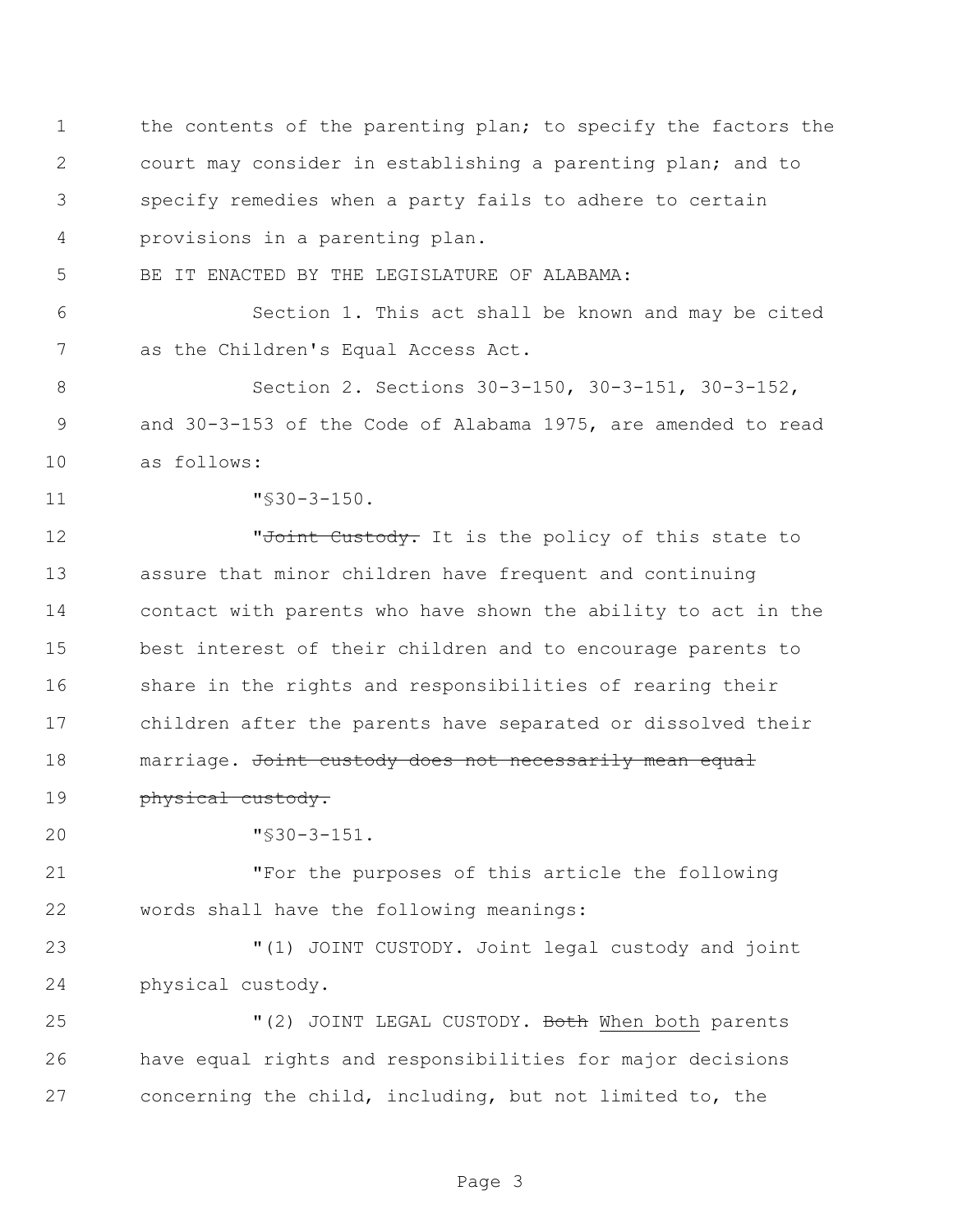the contents of the parenting plan; to specify the factors the court may consider in establishing a parenting plan; and to specify remedies when a party fails to adhere to certain provisions in a parenting plan.

BE IT ENACTED BY THE LEGISLATURE OF ALABAMA:

Section 1. This act shall be known and may be cited as the Children's Equal Access Act.

Section 2. Sections 30-3-150, 30-3-151, 30-3-152, and 30-3-153 of the Code of Alabama 1975, are amended to read as follows:

"§30-3-150.

"~~Joint Custody.~~ It is the policy of this state to assure that minor children have frequent and continuing contact with parents who have shown the ability to act in the best interest of their children and to encourage parents to share in the rights and responsibilities of rearing their children after the parents have separated or dissolved their marriage. ~~Joint custody does not necessarily mean equal physical custody.~~

"§30-3-151.

"For the purposes of this article the following words shall have the following meanings:

"(1) JOINT CUSTODY. Joint legal custody and joint physical custody.

"(2) JOINT LEGAL CUSTODY. ~~Both~~ <u>When both</u> parents have equal rights and responsibilities for major decisions concerning the child, including, but not limited to, the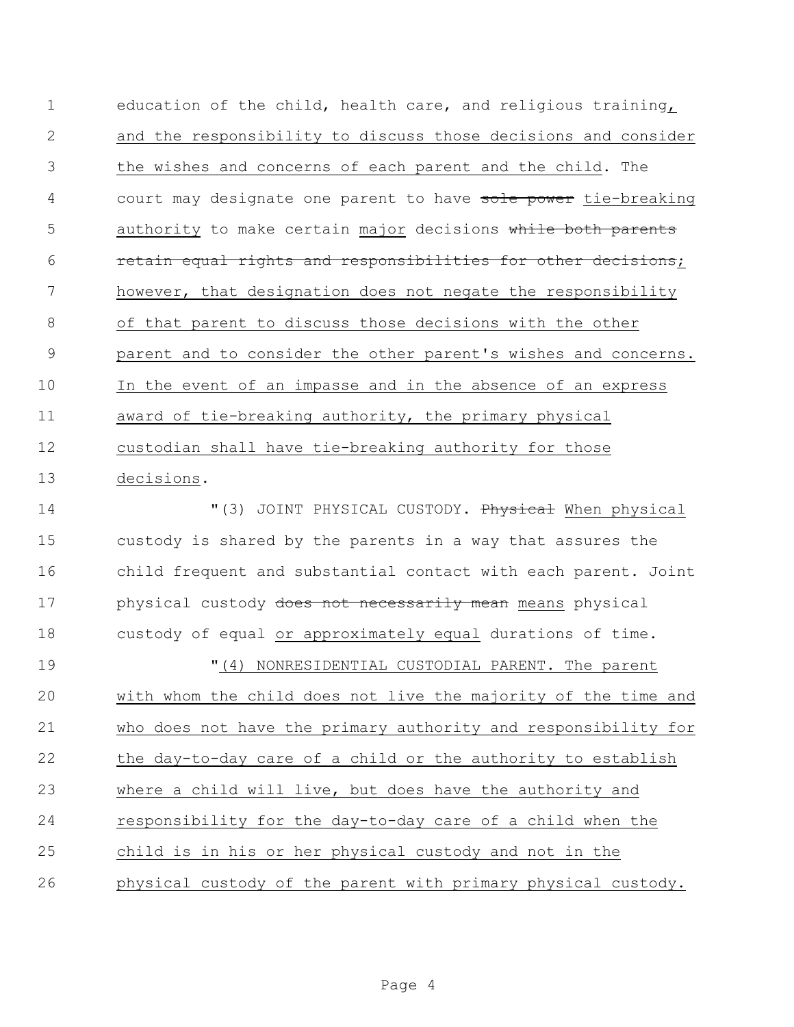education of the child, health care, and religious training<u>, and the responsibility to discuss those decisions and consider the wishes and concerns of each parent and the child</u>. The court may designate one parent to have ~~sole power~~ <u>tie-breaking authority</u> to make certain <u>major</u> decisions ~~while both parents retain equal rights and responsibilities for other decisions~~<u>; however, that designation does not negate the responsibility of that parent to discuss those decisions with the other parent and to consider the other parent's wishes and concerns. In the event of an impasse and in the absence of an express award of tie-breaking authority, the primary physical custodian shall have tie-breaking authority for those decisions</u>.

"(3) JOINT PHYSICAL CUSTODY. ~~Physical~~ <u>When physical</u> custody is shared by the parents in a way that assures the child frequent and substantial contact with each parent. Joint physical custody ~~does not necessarily mean~~ <u>means</u> physical custody of equal <u>or approximately equal</u> durations of time.

"<u>(4) NONRESIDENTIAL CUSTODIAL PARENT. The parent with whom the child does not live the majority of the time and who does not have the primary authority and responsibility for the day-to-day care of a child or the authority to establish where a child will live, but does have the authority and responsibility for the day-to-day care of a child when the child is in his or her physical custody and not in the physical custody of the parent with primary physical custody.</u>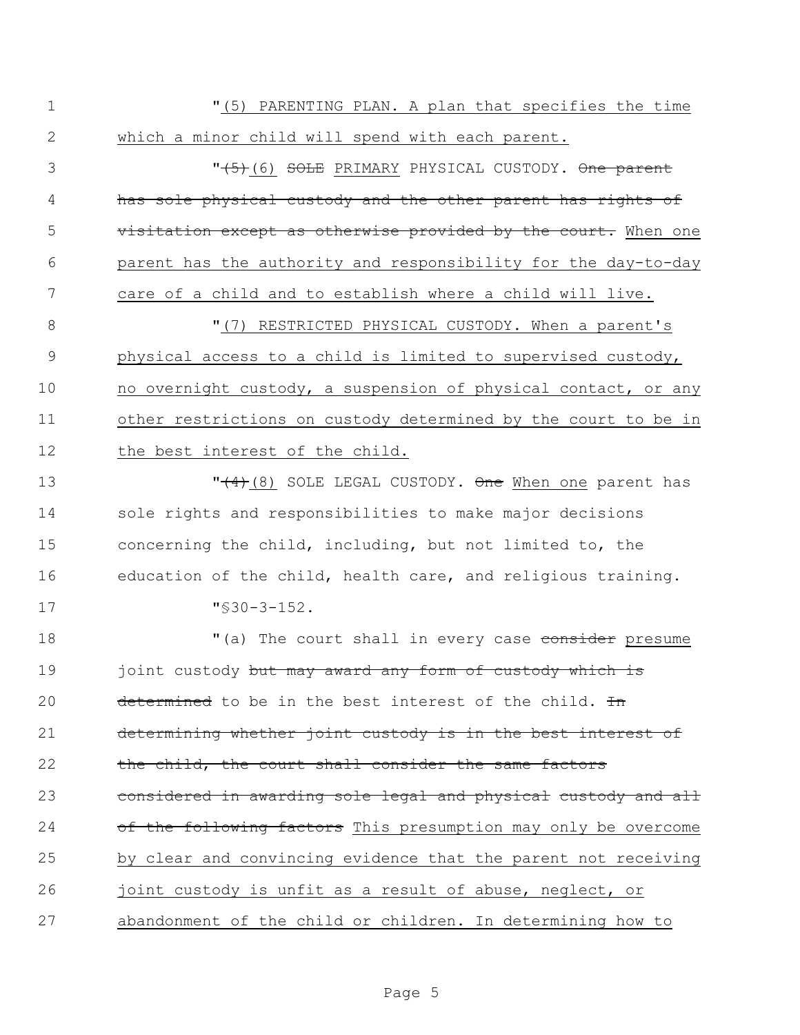"(5) PARENTING PLAN. A plan that specifies the time which a minor child will spend with each parent.

"~~(5)~~(6) ~~SOLE~~ PRIMARY PHYSICAL CUSTODY. ~~One parent has sole physical custody and the other parent has rights of visitation except as otherwise provided by the court.~~ When one parent has the authority and responsibility for the day-to-day care of a child and to establish where a child will live.

"(7) RESTRICTED PHYSICAL CUSTODY. When a parent's physical access to a child is limited to supervised custody, no overnight custody, a suspension of physical contact, or any other restrictions on custody determined by the court to be in the best interest of the child.

"~~(4)~~(8) SOLE LEGAL CUSTODY. ~~One~~ When one parent has sole rights and responsibilities to make major decisions concerning the child, including, but not limited to, the education of the child, health care, and religious training.

"§30-3-152.

"(a) The court shall in every case ~~consider~~ presume joint custody ~~but may award any form of custody which is determined~~ to be in the best interest of the child. ~~In determining whether joint custody is in the best interest of the child, the court shall consider the same factors considered in awarding sole legal and physical custody and all of the following factors~~ This presumption may only be overcome by clear and convincing evidence that the parent not receiving joint custody is unfit as a result of abuse, neglect, or abandonment of the child or children. In determining how to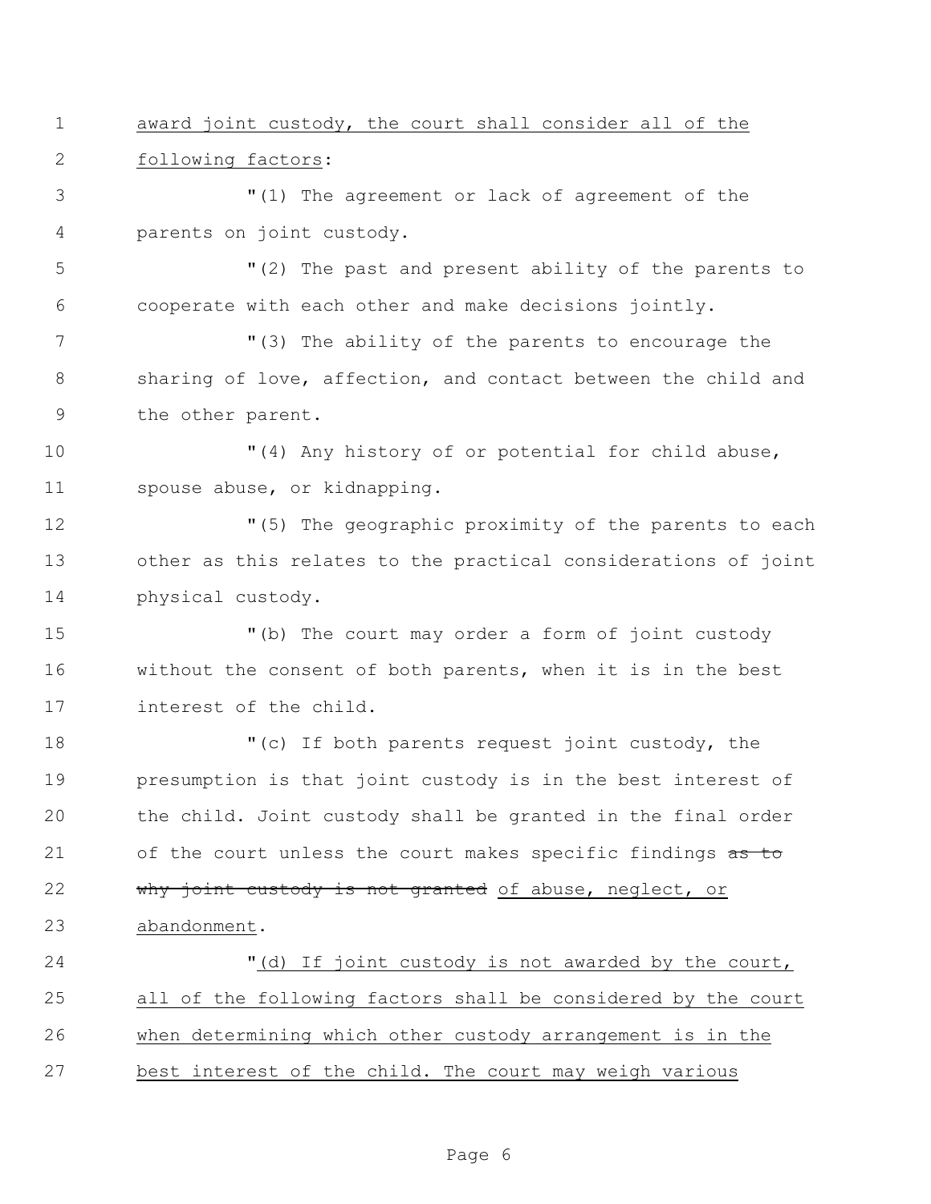award joint custody, the court shall consider all of the following factors:

"(1) The agreement or lack of agreement of the parents on joint custody.

"(2) The past and present ability of the parents to cooperate with each other and make decisions jointly.

"(3) The ability of the parents to encourage the sharing of love, affection, and contact between the child and the other parent.

"(4) Any history of or potential for child abuse, spouse abuse, or kidnapping.

"(5) The geographic proximity of the parents to each other as this relates to the practical considerations of joint physical custody.

"(b) The court may order a form of joint custody without the consent of both parents, when it is in the best interest of the child.

"(c) If both parents request joint custody, the presumption is that joint custody is in the best interest of the child. Joint custody shall be granted in the final order of the court unless the court makes specific findings ~~as to why joint custody is not granted~~ of abuse, neglect, or abandonment.

"(d) If joint custody is not awarded by the court, all of the following factors shall be considered by the court when determining which other custody arrangement is in the best interest of the child. The court may weigh various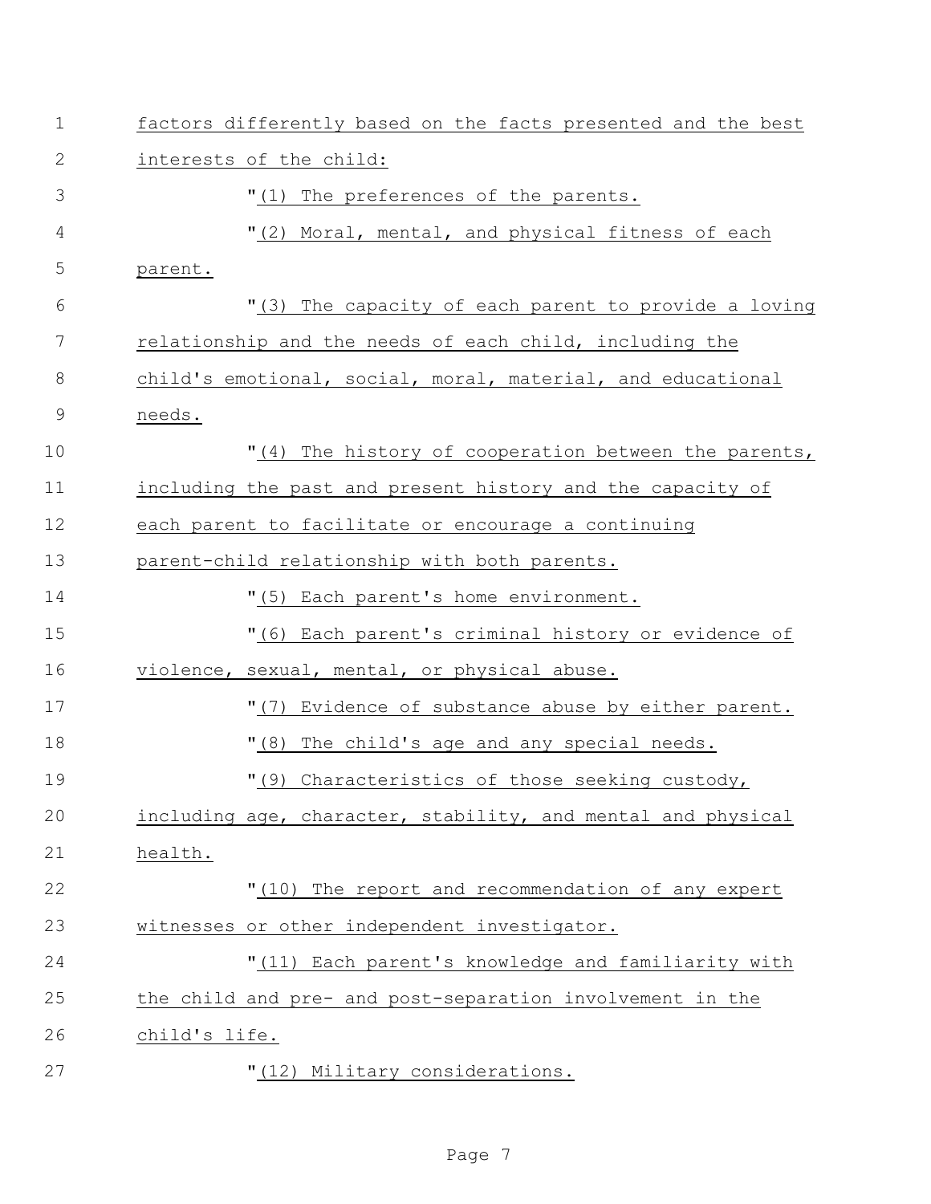factors differently based on the facts presented and the best interests of the child:

"(1) The preferences of the parents.

"(2) Moral, mental, and physical fitness of each parent.

"(3) The capacity of each parent to provide a loving relationship and the needs of each child, including the child's emotional, social, moral, material, and educational needs.

"(4) The history of cooperation between the parents, including the past and present history and the capacity of each parent to facilitate or encourage a continuing parent-child relationship with both parents.

"(5) Each parent's home environment.

"(6) Each parent's criminal history or evidence of violence, sexual, mental, or physical abuse.

"(7) Evidence of substance abuse by either parent.

"(8) The child's age and any special needs.

"(9) Characteristics of those seeking custody, including age, character, stability, and mental and physical health.

"(10) The report and recommendation of any expert witnesses or other independent investigator.

"(11) Each parent's knowledge and familiarity with the child and pre- and post-separation involvement in the child's life.

"(12) Military considerations.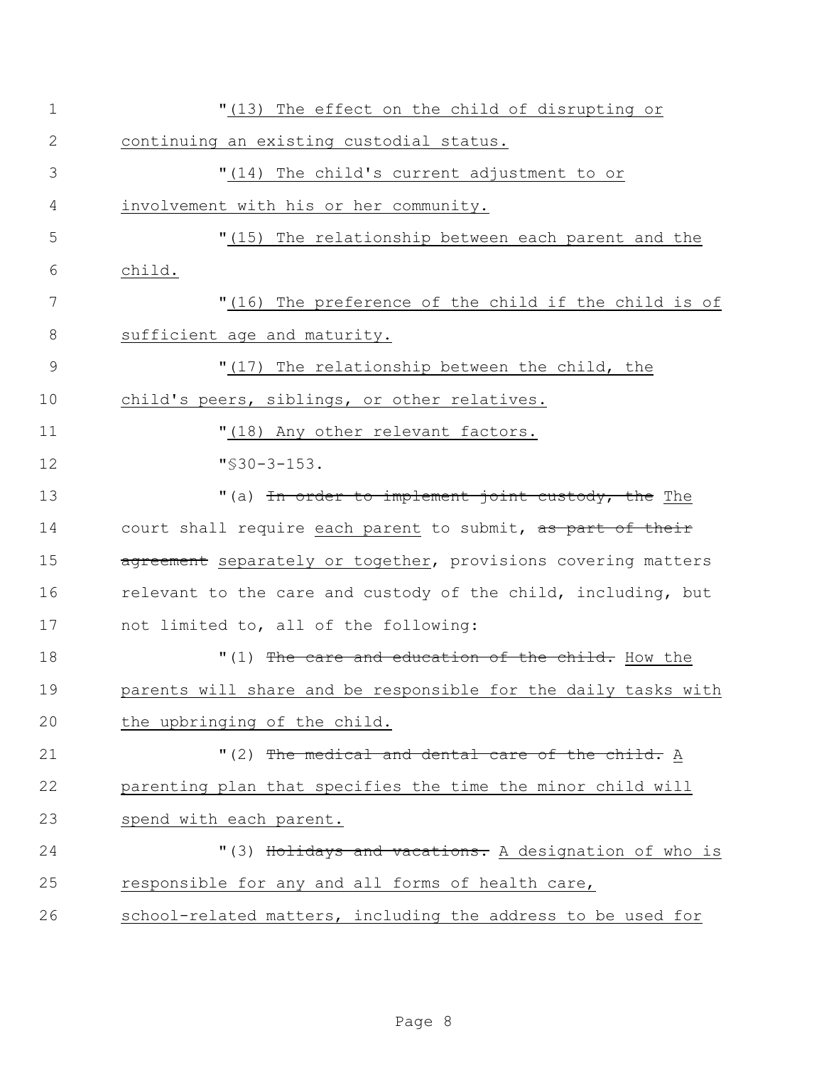"(13) The effect on the child of disrupting or continuing an existing custodial status.

"(14) The child's current adjustment to or involvement with his or her community.

"(15) The relationship between each parent and the child.

"(16) The preference of the child if the child is of sufficient age and maturity.

"(17) The relationship between the child, the child's peers, siblings, or other relatives.

"(18) Any other relevant factors.

"§30-3-153.

"(a) ~~In order to implement joint custody, the~~ The court shall require each parent to submit, ~~as part of their agreement~~ separately or together, provisions covering matters relevant to the care and custody of the child, including, but not limited to, all of the following:

"(1) ~~The care and education of the child.~~ How the parents will share and be responsible for the daily tasks with the upbringing of the child.

"(2) ~~The medical and dental care of the child.~~ A parenting plan that specifies the time the minor child will spend with each parent.

"(3) ~~Holidays and vacations.~~ A designation of who is responsible for any and all forms of health care, school-related matters, including the address to be used for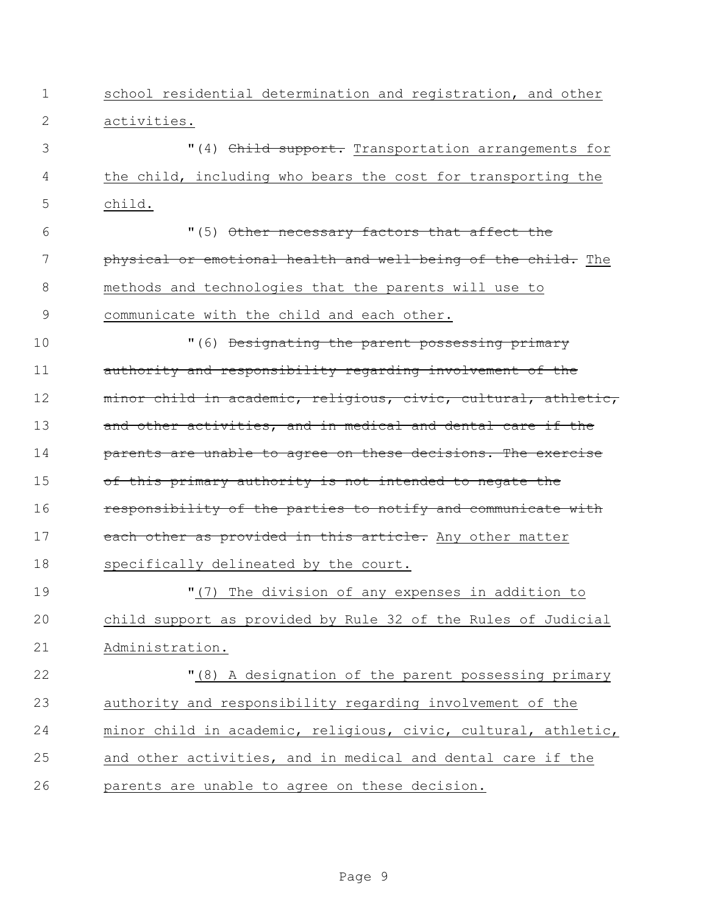school residential determination and registration, and other activities.

"(4) ~~Child support.~~ Transportation arrangements for the child, including who bears the cost for transporting the child.

"(5) ~~Other necessary factors that affect the physical or emotional health and well-being of the child.~~ The methods and technologies that the parents will use to communicate with the child and each other.

"(6) ~~Designating the parent possessing primary authority and responsibility regarding involvement of the minor child in academic, religious, civic, cultural, athletic, and other activities, and in medical and dental care if the parents are unable to agree on these decisions. The exercise of this primary authority is not intended to negate the responsibility of the parties to notify and communicate with each other as provided in this article.~~ Any other matter specifically delineated by the court.

"(7) The division of any expenses in addition to child support as provided by Rule 32 of the Rules of Judicial Administration.

"(8) A designation of the parent possessing primary authority and responsibility regarding involvement of the minor child in academic, religious, civic, cultural, athletic, and other activities, and in medical and dental care if the parents are unable to agree on these decision.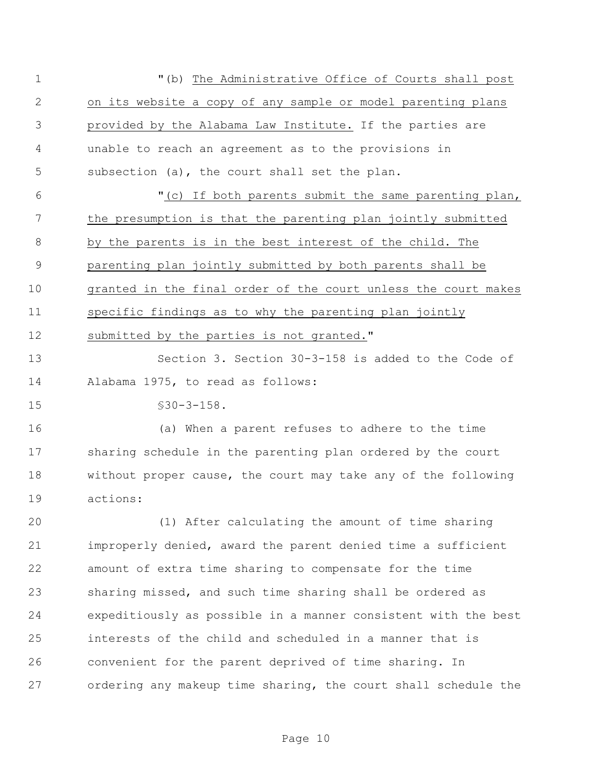"(b) The Administrative Office of Courts shall post on its website a copy of any sample or model parenting plans provided by the Alabama Law Institute. If the parties are unable to reach an agreement as to the provisions in subsection (a), the court shall set the plan.

"(c) If both parents submit the same parenting plan, the presumption is that the parenting plan jointly submitted by the parents is in the best interest of the child. The parenting plan jointly submitted by both parents shall be granted in the final order of the court unless the court makes specific findings as to why the parenting plan jointly submitted by the parties is not granted."

Section 3. Section 30-3-158 is added to the Code of Alabama 1975, to read as follows:

§30-3-158.

(a) When a parent refuses to adhere to the time sharing schedule in the parenting plan ordered by the court without proper cause, the court may take any of the following actions:

(1) After calculating the amount of time sharing improperly denied, award the parent denied time a sufficient amount of extra time sharing to compensate for the time sharing missed, and such time sharing shall be ordered as expeditiously as possible in a manner consistent with the best interests of the child and scheduled in a manner that is convenient for the parent deprived of time sharing. In ordering any makeup time sharing, the court shall schedule the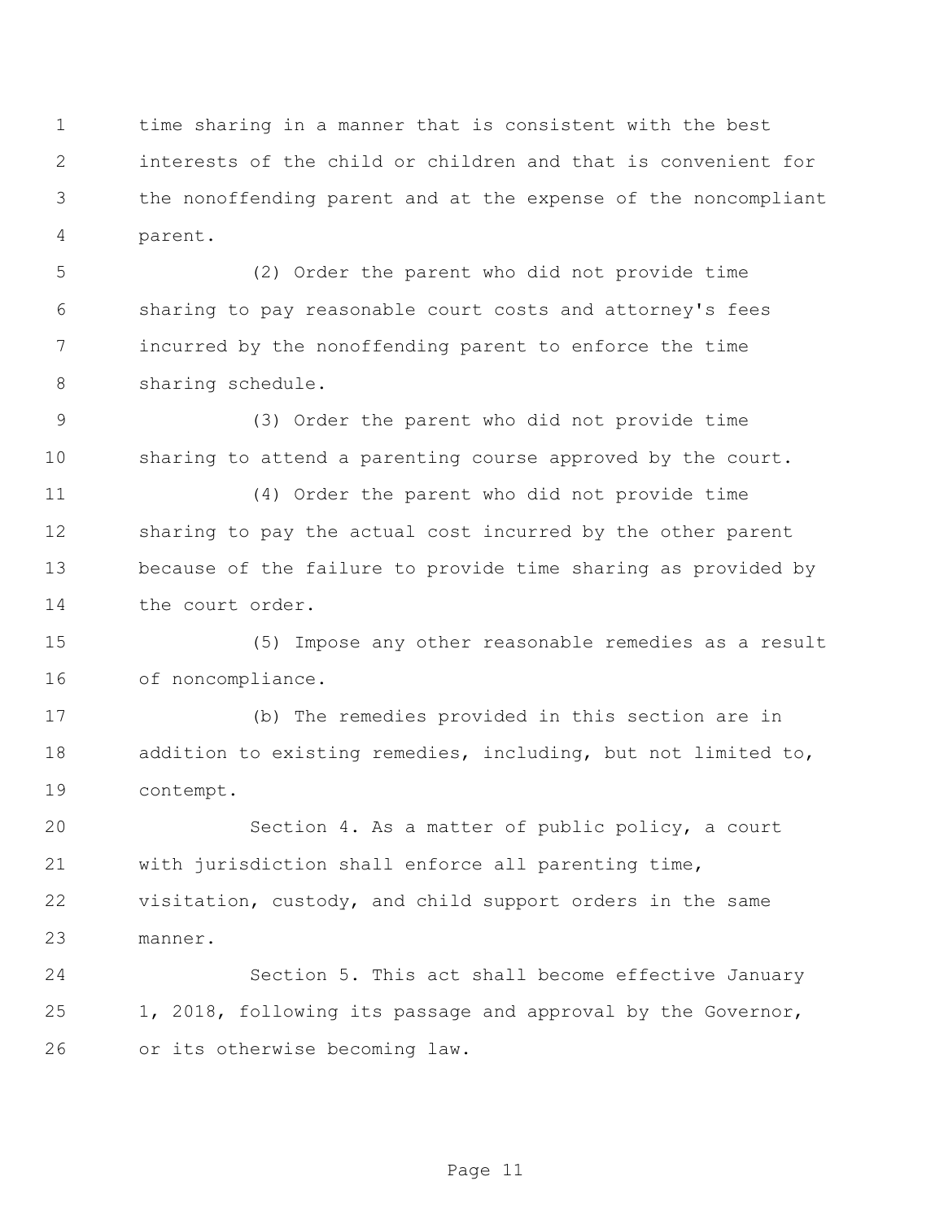time sharing in a manner that is consistent with the best interests of the child or children and that is convenient for the nonoffending parent and at the expense of the noncompliant parent.

(2) Order the parent who did not provide time sharing to pay reasonable court costs and attorney's fees incurred by the nonoffending parent to enforce the time sharing schedule.

(3) Order the parent who did not provide time sharing to attend a parenting course approved by the court.

(4) Order the parent who did not provide time sharing to pay the actual cost incurred by the other parent because of the failure to provide time sharing as provided by the court order.

(5) Impose any other reasonable remedies as a result of noncompliance.

(b) The remedies provided in this section are in addition to existing remedies, including, but not limited to, contempt.

Section 4. As a matter of public policy, a court with jurisdiction shall enforce all parenting time, visitation, custody, and child support orders in the same manner.

Section 5. This act shall become effective January 1, 2018, following its passage and approval by the Governor, or its otherwise becoming law.